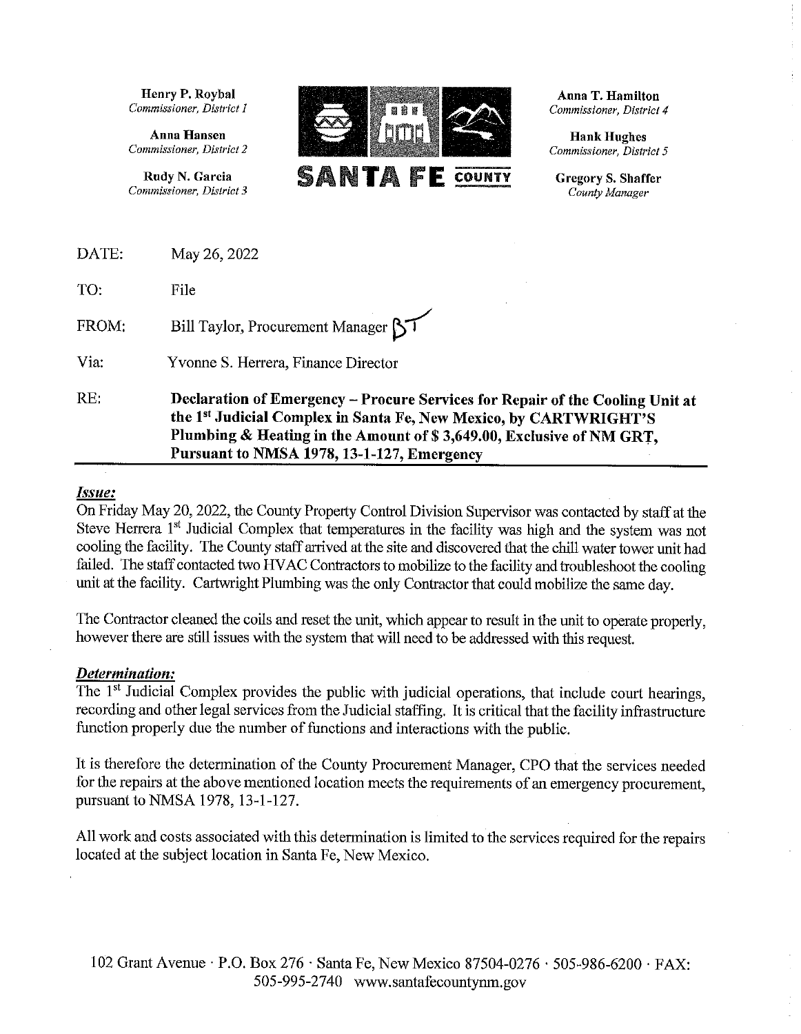Henry P. Roybal
*Commissioner, District 1*

Anna Hansen
*Commissioner, District 2*

Rudy N. Garcia
*Commissioner, District 3*

**SANTA FE COUNTY**

Anna T. Hamilton
*Commissioner, District 4*

Hank Hughes
*Commissioner, District 5*

Gregory S. Shaffer
*County Manager*

DATE: May 26, 2022

TO: File

FROM: Bill Taylor, Procurement Manager BT

Via: Yvonne S. Herrera, Finance Director

RE: **Declaration of Emergency – Procure Services for Repair of the Cooling Unit at the 1st Judicial Complex in Santa Fe, New Mexico, by CARTWRIGHT'S Plumbing & Heating in the Amount of $ 3,649.00, Exclusive of NM GRT, Pursuant to NMSA 1978, 13-1-127, Emergency**

***Issue:***

On Friday May 20, 2022, the County Property Control Division Supervisor was contacted by staff at the Steve Herrera 1st Judicial Complex that temperatures in the facility was high and the system was not cooling the facility. The County staff arrived at the site and discovered that the chill water tower unit had failed. The staff contacted two HVAC Contractors to mobilize to the facility and troubleshoot the cooling unit at the facility. Cartwright Plumbing was the only Contractor that could mobilize the same day.

The Contractor cleaned the coils and reset the unit, which appear to result in the unit to operate properly, however there are still issues with the system that will need to be addressed with this request.

***Determination:***

The 1st Judicial Complex provides the public with judicial operations, that include court hearings, recording and other legal services from the Judicial staffing. It is critical that the facility infrastructure function properly due the number of functions and interactions with the public.

It is therefore the determination of the County Procurement Manager, CPO that the services needed for the repairs at the above mentioned location meets the requirements of an emergency procurement, pursuant to NMSA 1978, 13-1-127.

All work and costs associated with this determination is limited to the services required for the repairs located at the subject location in Santa Fe, New Mexico.

102 Grant Avenue · P.O. Box 276 · Santa Fe, New Mexico 87504-0276 · 505-986-6200 · FAX: 505-995-2740 www.santafecountynm.gov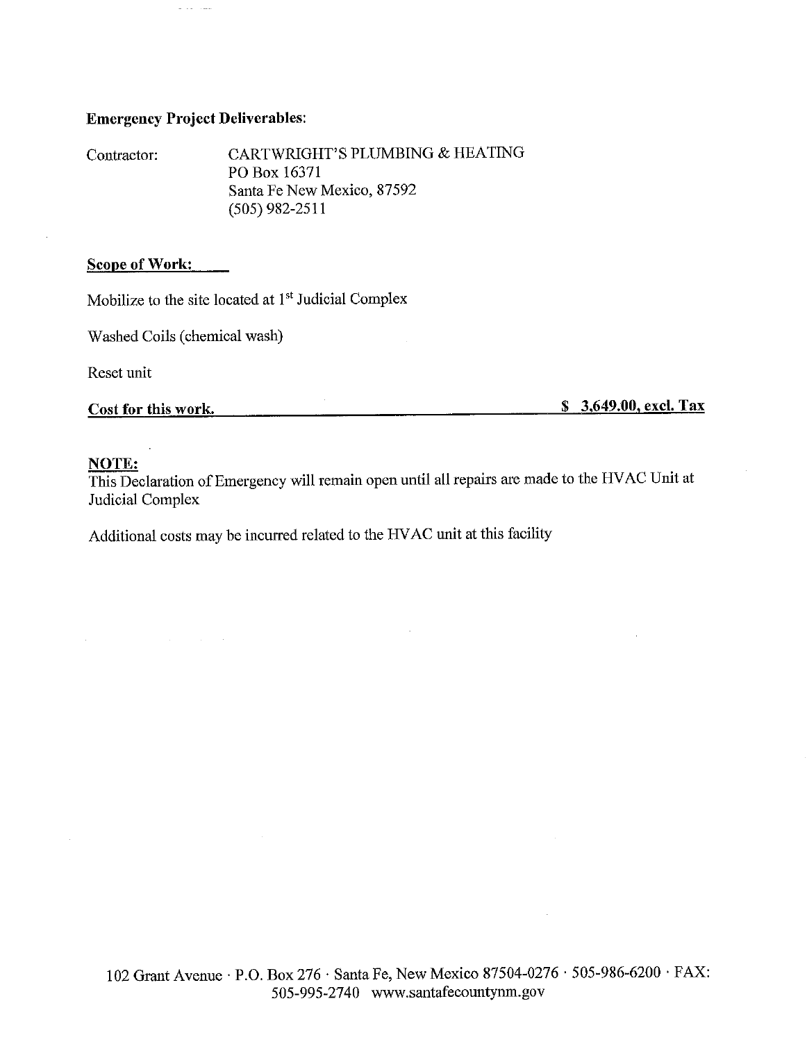**Emergency Project Deliverables:**

Contractor: CARTWRIGHT'S PLUMBING & HEATING
PO Box 16371
Santa Fe New Mexico, 87592
(505) 982-2511

**Scope of Work:**

Mobilize to the site located at 1st Judicial Complex

Washed Coils (chemical wash)

Reset unit

**Cost for this work.** **$ 3,649.00, excl. Tax**

**NOTE:**
This Declaration of Emergency will remain open until all repairs are made to the HVAC Unit at Judicial Complex

Additional costs may be incurred related to the HVAC unit at this facility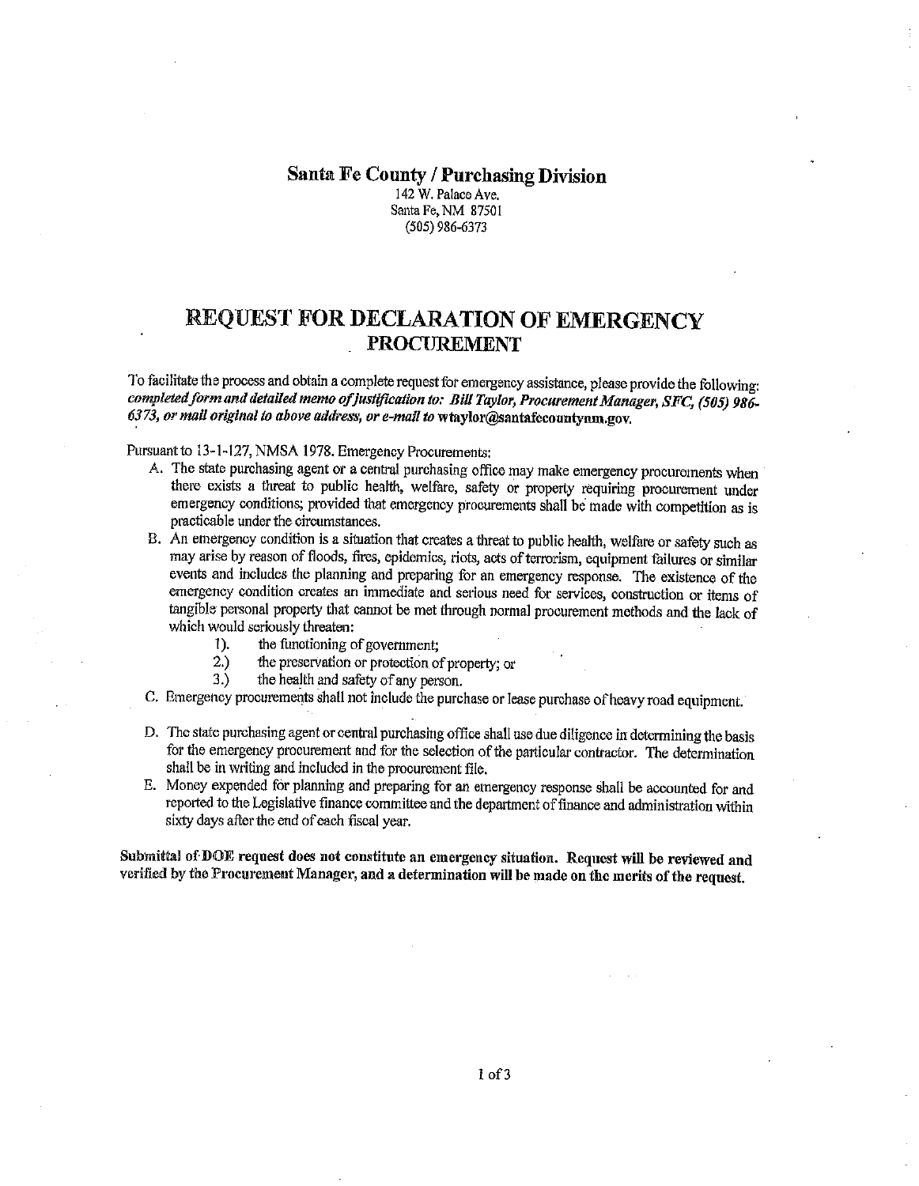**Santa Fe County / Purchasing Division**
142 W. Palace Ave.
Santa Fe, NM 87501
(505) 986-6373

# REQUEST FOR DECLARATION OF EMERGENCY PROCUREMENT

To facilitate the process and obtain a complete request for emergency assistance, please provide the following: *completed form and detailed memo of justification to: Bill Taylor, Procurement Manager, SFC, (505) 986-6373, or mail original to above address, or e-mail to* **wtaylor@santafecountynm.gov.**

Pursuant to 13-1-127, NMSA 1978. Emergency Procurements:

A. The state purchasing agent or a central purchasing office may make emergency procurements when there exists a threat to public health, welfare, safety or property requiring procurement under emergency conditions; provided that emergency procurements shall be made with competition as is practicable under the circumstances.

B. An emergency condition is a situation that creates a threat to public health, welfare or safety such as may arise by reason of floods, fires, epidemics, riots, acts of terrorism, equipment failures or similar events and includes the planning and preparing for an emergency response. The existence of the emergency condition creates an immediate and serious need for services, construction or items of tangible personal property that cannot be met through normal procurement methods and the lack of which would seriously threaten:
   1). the functioning of government;
   2.) the preservation or protection of property; or
   3.) the health and safety of any person.

C. Emergency procurements shall not include the purchase or lease purchase of heavy road equipment.

D. The state purchasing agent or central purchasing office shall use due diligence in determining the basis for the emergency procurement and for the selection of the particular contractor. The determination shall be in writing and included in the procurement file.

E. Money expended for planning and preparing for an emergency response shall be accounted for and reported to the Legislative finance committee and the department of finance and administration within sixty days after the end of each fiscal year.

**Submittal of DOE request does not constitute an emergency situation. Request will be reviewed and verified by the Procurement Manager, and a determination will be made on the merits of the request.**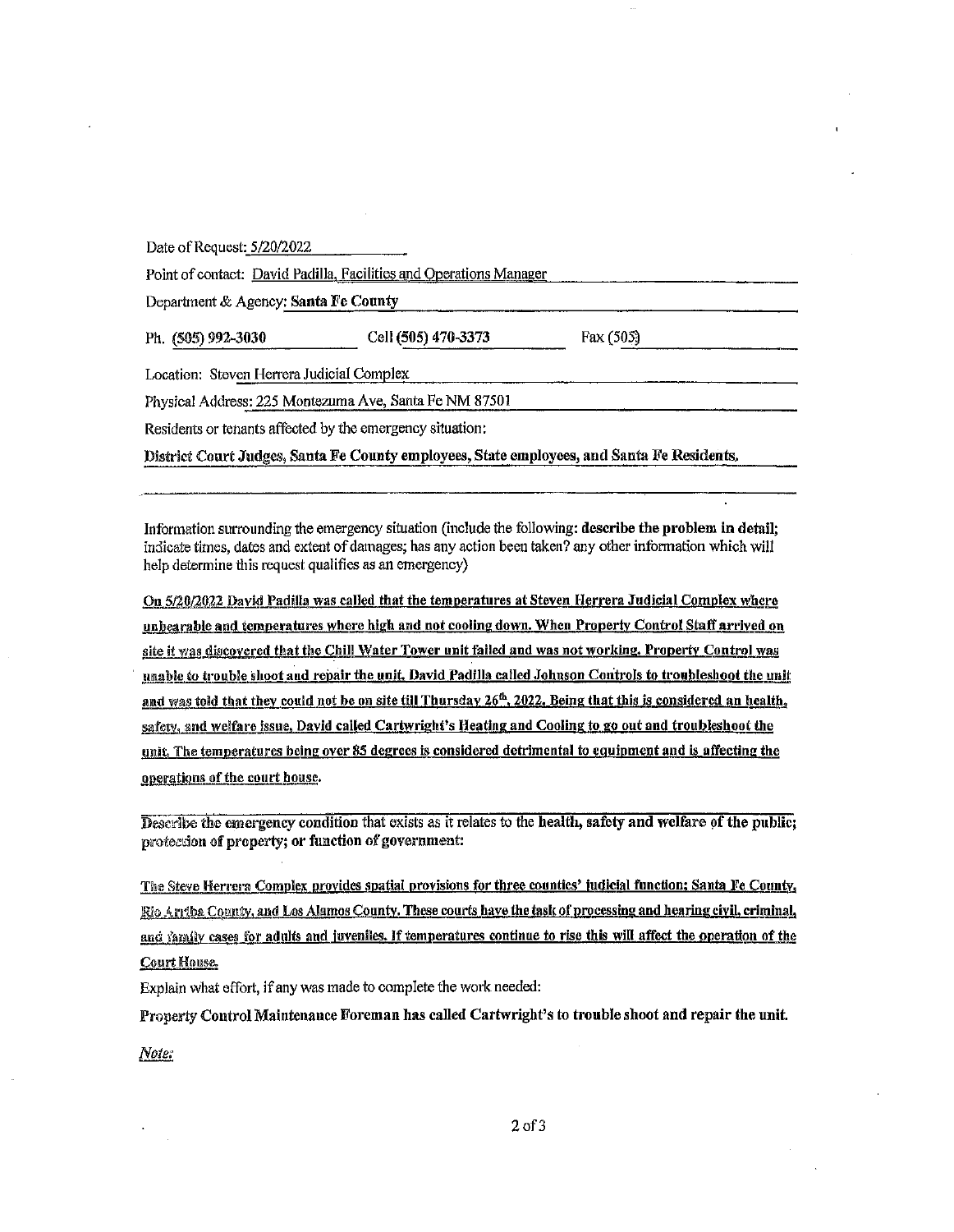Date of Request: 5/20/2022

Point of contact: David Padilla, Facilities and Operations Manager

Department & Agency: **Santa Fe County**

Ph. (505) 992-3030 Cell (505) 470-3373 Fax (505)

Location: Steven Herrera Judicial Complex

Physical Address: 225 Montezuma Ave, Santa Fe NM 87501

Residents or tenants affected by the emergency situation:

**District Court Judges, Santa Fe County employees, State employees, and Santa Fe Residents.**

Information surrounding the emergency situation (include the following: **describe the problem in detail**; indicate times, dates and extent of damages; has any action been taken? any other information which will help determine this request qualifies as an emergency)

**On 5/20/2022 David Padilla was called that the temperatures at Steven Herrera Judicial Complex where unbearable and temperatures where high and not cooling down. When Property Control Staff arrived on site it was discovered that the Chill Water Tower unit failed and was not working. Property Control was unable to trouble shoot and repair the unit. David Padilla called Johnson Controls to troubleshoot the unit and was told that they could not be on site till Thursday 26th, 2022. Being that this is considered an health, safety, and welfare issue, David called Cartwright's Heating and Cooling to go out and troubleshoot the unit. The temperatures being over 85 degrees is considered detrimental to equipment and is affecting the operations of the court house.**

Describe the emergency condition that exists as it relates to the **health, safety and welfare of the public; protection of property; or function of government:**

**The Steve Herrera Complex provides spatial provisions for three counties' judicial function; Santa Fe County, Rio Arriba County, and Los Alamos County. These courts have the task of processing and hearing civil, criminal, and family cases for adults and juveniles. If temperatures continue to rise this will affect the operation of the Court House.**

Explain what effort, if any was made to complete the work needed:

**Property Control Maintenance Foreman has called Cartwright's to trouble shoot and repair the unit.**

*Note:*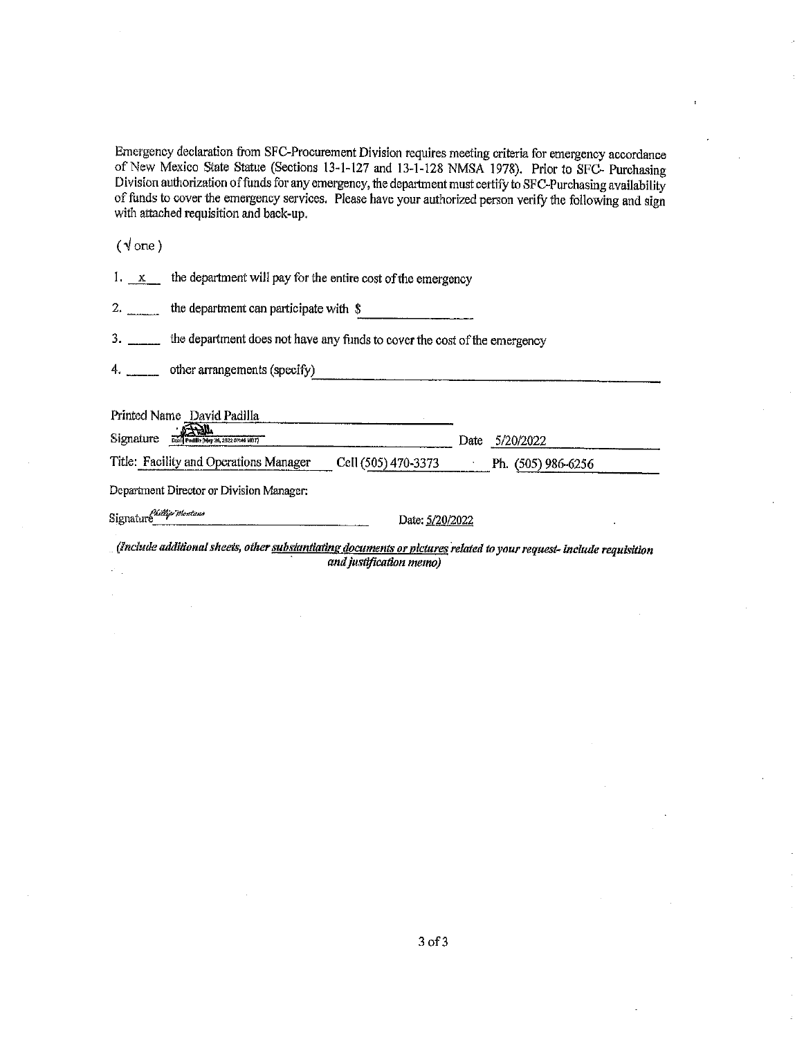Emergency declaration from SFC-Procurement Division requires meeting criteria for emergency accordance of New Mexico State Statue (Sections 13-1-127 and 13-1-128 NMSA 1978). Prior to SFC- Purchasing Division authorization of funds for any emergency, the department must certify to SFC-Purchasing availability of funds to cover the emergency services. Please have your authorized person verify the following and sign with attached requisition and back-up.

(√ one)

1. \_x\_ the department will pay for the entire cost of the emergency

2. \_\_\_\_ the department can participate with $ \_\_\_\_\_\_\_\_\_\_

3. \_\_\_\_ the department does not have any funds to cover the cost of the emergency

4. \_\_\_\_ other arrangements (specify) \_\_\_\_\_\_\_\_\_\_\_\_\_\_\_\_\_\_\_\_

Printed Name David Padilla

Signature David Padilla (May 26, 2022 07:46 MDT) Date 5/20/2022

Title: Facility and Operations Manager Cell (505) 470-3373 Ph. (505) 986-6256

Department Director or Division Manager:

Signature Phillip Montano Date: 5/20/2022

*(Include additional sheets, other substantiating documents or pictures related to your request- include requisition and justification memo)*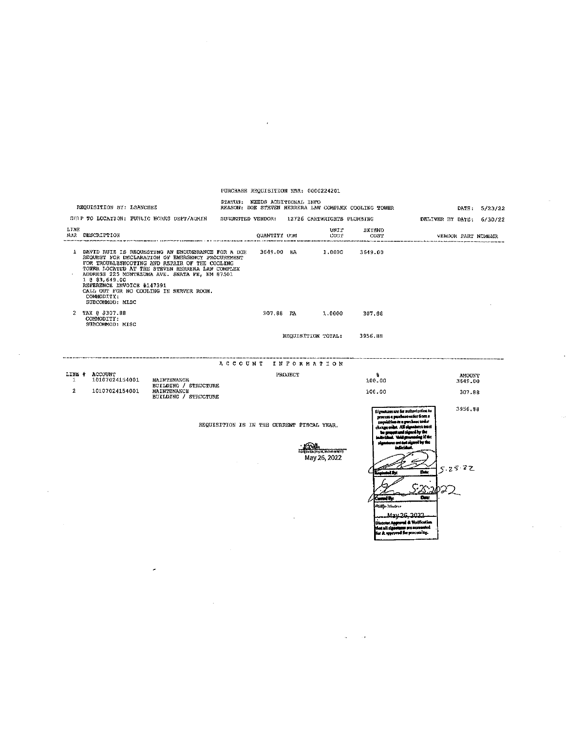PURCHASE REQUISITION NBR: 0000224201

REQUISITION BY: LSANCHEZ

STATUS: NEEDS ADDITIONAL INFO
REASON: DOE STEVEN HERRERA LAW COMPLEX COOLING TOWER

DATE: 5/23/22

SHIP TO LOCATION: PUBLIC WORKS DEPT/ADMIN

SUGGESTED VENDOR: 12726 CARTWRIGHTS PLUMBING

DELIVER BY DATE: 6/30/22

| LINE NBR | DESCRIPTION | QUANTITY | UOM | UNIT COST | EXTEND COST | VENDOR PART NUMBER |
|---|---|---|---|---|---|---|
| 1 | DAVID RUIZ IS REQUESTING AN ENCUMBRANCE FOR A DOE REQUEST FOR DECLARATION OF EMERGENCY PROCUREMENT FOR TROUBLESHOOTING AND REPAIR OF THE COOLING TOWER LOCATED AT THE STEVEN HERRERA LAW COMPLEX ADDRESS 225 MONTEZUMA AVE. SNATA FE, NM 87501 1 @ $3,649.00 REFERENCE INVOICE #147391 CALL OUT FOR NO COOLING IN SERVER ROOM. COMMODITY: SUBCOMMOD: MISC | 3649.00 | EA | 1.0000 | 3649.00 | |
| 2 | TAX @ $307.88 COMMODITY: SUBCOMMOD: MISC | 307.88 | EA | 1.0000 | 307.88 | |
| | | | | REQUISITION TOTAL: | 3956.88 | |

ACCOUNT INFORMATION

| LINE # | ACCOUNT | | PROJECT | % | AMOUNT |
|---|---|---|---|---|---|
| 1 | 10107024154001 | MAINTENANCE BUILDING / STRUCTURE | | 100.00 | 3649.00 |
| 2 | 10107024154001 | MAINTENANCE BUILDING / STRUCTURE | | 100.00 | 307.88 |
| | | | | | 3956.88 |

REQUISITION IS IN THE CURRENT FISCAL YEAR.

May 26, 2022

Signatures are for authorization to process a purchase order from a requisition or a purchase order change order. All signatures must be present and signed by the individual. Void processing if the signatures are not signed by the individual.

Requested By: Date: 5.25.22

Counted By: Date: 5.25.2022

May 26, 2022

Director Approval & Verification that all signatures are accounted for & approved for processing.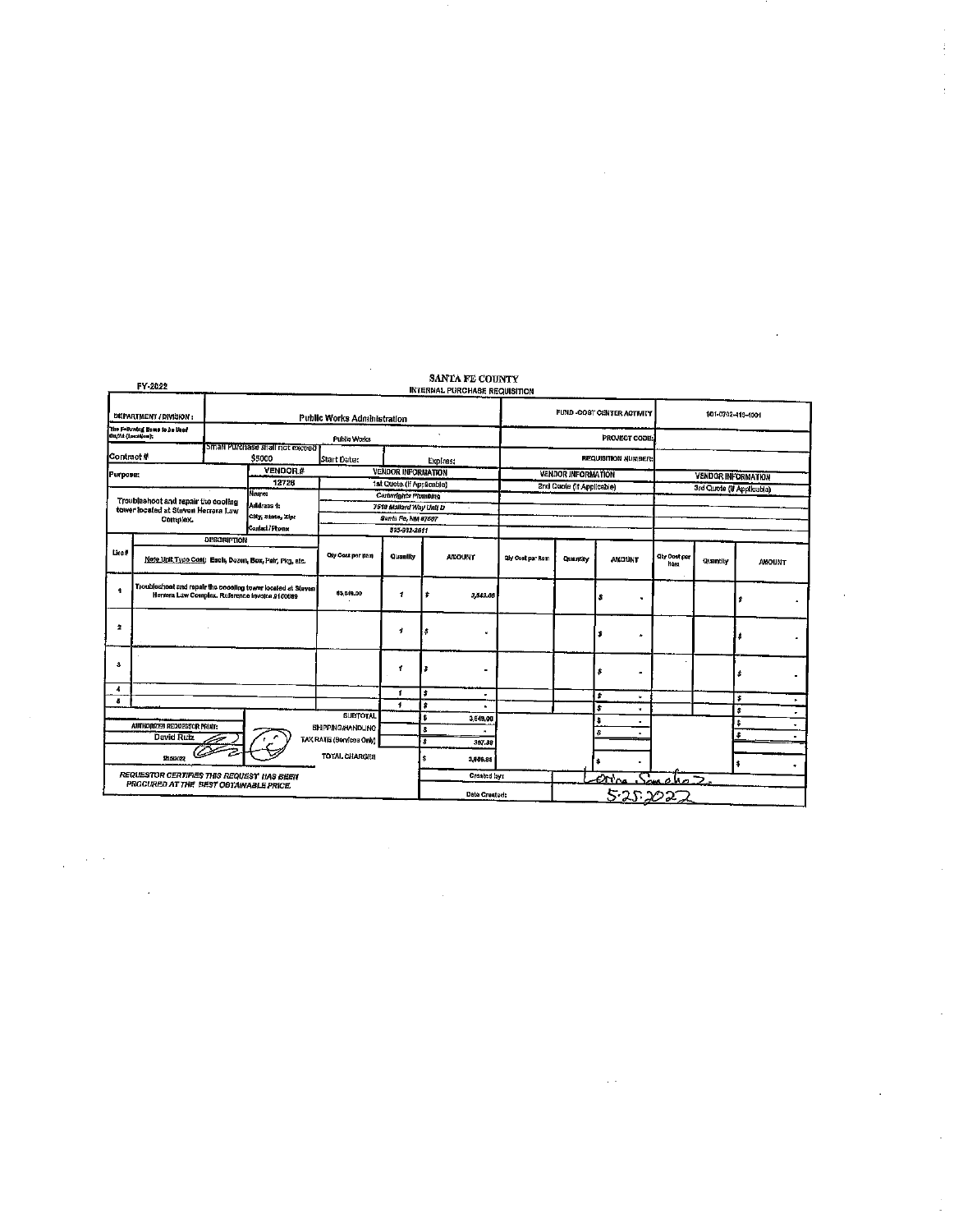FY-2022

# SANTA FE COUNTY

## INTERNAL PURCHASE REQUISITION

| DEPARTMENT / DIVISION : | Public Works Administration | FUND -COST CENTER ACTIVITY | 101-0702-415-4001 |
|---|---|---|---|
| The Following Items to be Used On/At (Location): | Public Works | PROJECT CODE: | |
| Contract # | Small Purchase shall not exceed $5000 / Start Date: / Expires: | REQUISITION NUMBER: | |

| Purpose: | VENDOR # | VENDOR INFORMATION | VENDOR INFORMATION | VENDOR INFORMATION |
|---|---|---|---|---|
| Troubleshoot and repair the cooling tower located at Steven Herrera Law Complex. | 12726 | 1st Quote (If Applicable) | 2nd Quote (If Applicable) | 3rd Quote (If Applicable) |
| | Name: | Cartwrights Plumbing | | |
| | Address 1: | 7510 Mallard Way Unit D | | |
| | City, State, Zip: | Santa Fe, NM 87507 | | |
| | Contact / Phone | 505-982-2511 | | |

| Line # | DESCRIPTION Note Unit Type Cost: Each, Dozen, Box, Pair, Pkg, etc. | Qty Cost per Item | Quantity | AMOUNT | Qty Cost per Item | Quantity | AMOUNT | Qty Cost per Item | Quantity | AMOUNT |
|---|---|---|---|---|---|---|---|---|---|---|
| 1 | Troubleshoot and repair the coooling tower located at Steven Herrera Law Complex. Reference invoice #100089 | $3,549.00 | 1 | $ 3,549.00 | | | $ - | | | $ - |
| 2 | | | 1 | $ - | | | $ - | | | $ - |
| 3 | | | 1 | $ - | | | $ - | | | $ - |
| 4 | | | 1 | $ - | | | $ - | | | $ - |
| 5 | | | 1 | $ - | | | $ - | | | $ - |
| | | SUBTOTAL | | $ 3,549.00 | | | $ - | | | $ - |
| | | SHIPPING/HANDLING | | $ - | | | $ - | | | $ - |
| | | TAX RATE (Services Only) | | $ 307.38 | | | | | | |
| | | TOTAL CHARGES | | $ 3,856.38 | | | $ - | | | $ - |

AUTHORIZED REQUESTOR PRINT: David Ruiz

Signature: [signature] 5/25/22

*REQUESTOR CERTIFIES THIS REQUEST HAS BEEN PROCURED AT THE BEST OBTAINABLE PRICE.*

Created by: Erica Sanchez

Date Created: 5.25.2022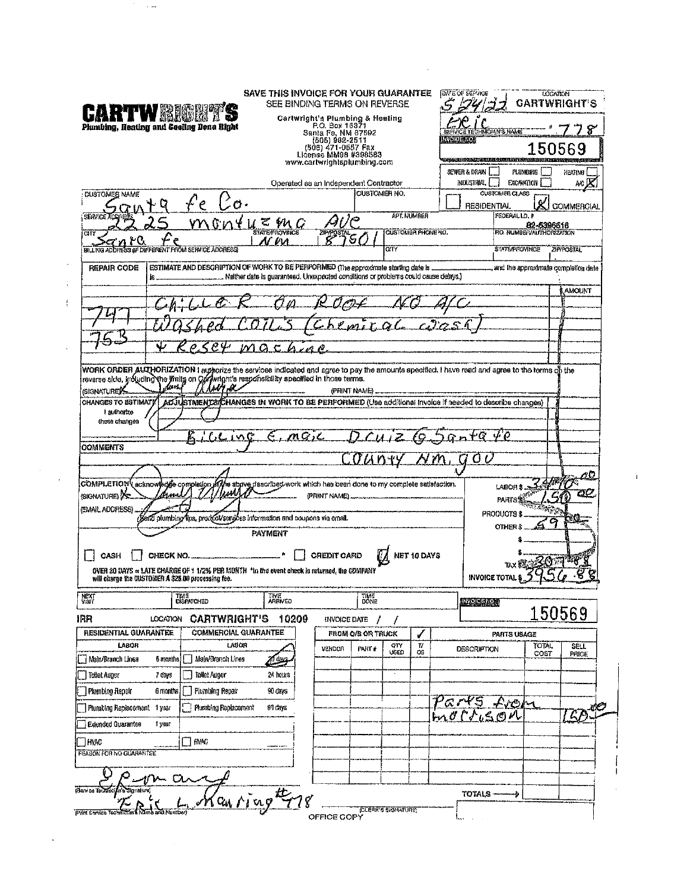# CARTWRIGHT'S

**Plumbing, Heating and Cooling Done Right**

SAVE THIS INVOICE FOR YOUR GUARANTEE
SEE BINDING TERMS ON REVERSE

Cartwright's Plumbing & Heating
P.O. Box 16371
Santa Fe, NM 87592
(505) 982-2511
(505) 471-0567 Fax
License MM98 #398583
www.cartwrightsplumbing.com

Operated as an Independent Contractor

DATE OF SERVICE: 5/24/22
LOCATION: CARTWRIGHT'S
SERVICE TECHNICIAN'S NAME: Eric # 778
INVOICE NO: 150569

SEWER & DRAIN [ ] PLUMBING [ ] HEATING [ ]
INDUSTRIAL [ ] EXCAVATION [ ] A/C [X]

CUSTOMER NAME: Santa Fe Co.
CUSTOMER NO.:
CUSTOMER CLASS: [ ] RESIDENTIAL [X] COMMERCIAL
SERVICE ADDRESS: 2225 Montuzma Ave
APT. NUMBER:
FEDERAL I.D. # 82-5396516
CITY: Santa Fe STATE/PROVINCE: NM ZIP/POSTAL: 87501
CUSTOMER PHONE NO.:
P.O. NUMBER/AUTHORIZATION:
BILLING ADDRESS (IF DIFFERENT FROM SERVICE ADDRESS):
CITY: STATE/PROVINCE: ZIP/POSTAL:

| REPAIR CODE | ESTIMATE AND DESCRIPTION OF WORK TO BE PERFORMED (The approximate starting date is ______ and the approximate completion date is ______. Neither date is guaranteed. Unexpected conditions or problems could cause delays.) | AMOUNT |
|---|---|---|
| | Chiller on Roof No A/C | |
| 747 | Washed Coils (Chemical Wash) | |
| 753 | + Reset machine | |

WORK ORDER AUTHORIZATION I authorize the services indicated and agree to pay the amounts specified. I have read and agree to the terms on the reverse side, including the limits on Cartwright's responsibility specified in those terms.
(SIGNATURE) X [signature] (PRINT NAME)

CHANGES TO ESTIMATE: I authorize these changes
ADJUSTMENTS/CHANGES IN WORK TO BE PERFORMED (Use additional invoice if needed to describe changes)

Billing Email Dcruiz@Santa fe County NM.gov

COMMENTS

COMPLETION I acknowledge completion of the above described work which has been done to my complete satisfaction.
(SIGNATURE) X [signature] (PRINT NAME)
(EMAIL ADDRESS)
[ ] Send plumbing tips, product/services information and coupons via email.

| | |
|---|---|
| LABOR $ | 3410.00 |
| PARTS $ | 150.00 |
| PRODUCTS $ | |
| OTHER $ | 89.00 |
| TAX $ | 307.88 |
| INVOICE TOTAL $ | 3956.88 |

PAYMENT
[ ] CASH [ ] CHECK NO. ______* [ ] CREDIT CARD [X] NET 10 DAYS

OVER 30 DAYS = LATE CHARGE OF 1 1/2% PER MONTH *In the event check is returned, the COMPANY will charge the CUSTOMER A $25.00 processing fee.

NEXT VISIT | TIME DISPATCHED | TIME ARRIVED | TIME DONE | INVOICE NO: 150569

IRR LOCATION CARTWRIGHT'S 10209 INVOICE DATE / /

| RESIDENTIAL GUARANTEE | | COMMERCIAL GUARANTEE | |
|---|---|---|---|
| LABOR | | LABOR | |
| [ ] Main/Branch Lines | 6 months | [ ] Main/Branch Lines | 21 days |
| [ ] Toilet Auger | 7 days | [ ] Toilet Auger | 24 hours |
| [ ] Plumbing Repair | 6 months | [ ] Plumbing Repair | 90 days |
| [ ] Plumbing Replacement | 1 year | [ ] Plumbing Replacement | 90 days |
| [ ] Extended Guarantee | 1 year | | |
| [ ] HVAC | | [ ] HVAC | |

REASON FOR NO GUARANTEE

PARTS USAGE

| VENDOR | PART # | QTY USED | T/OS | DESCRIPTION | TOTAL COST | SELL PRICE |
|---|---|---|---|---|---|---|
| | | | | Parts from morrison | | 150.00 |
| | | | | TOTALS | | |

(Service Technician's Signature) [signature]
(Print Service Technician's Name and Number) Eric L. Manning #778
(CLERK'S SIGNATURE)
OFFICE COPY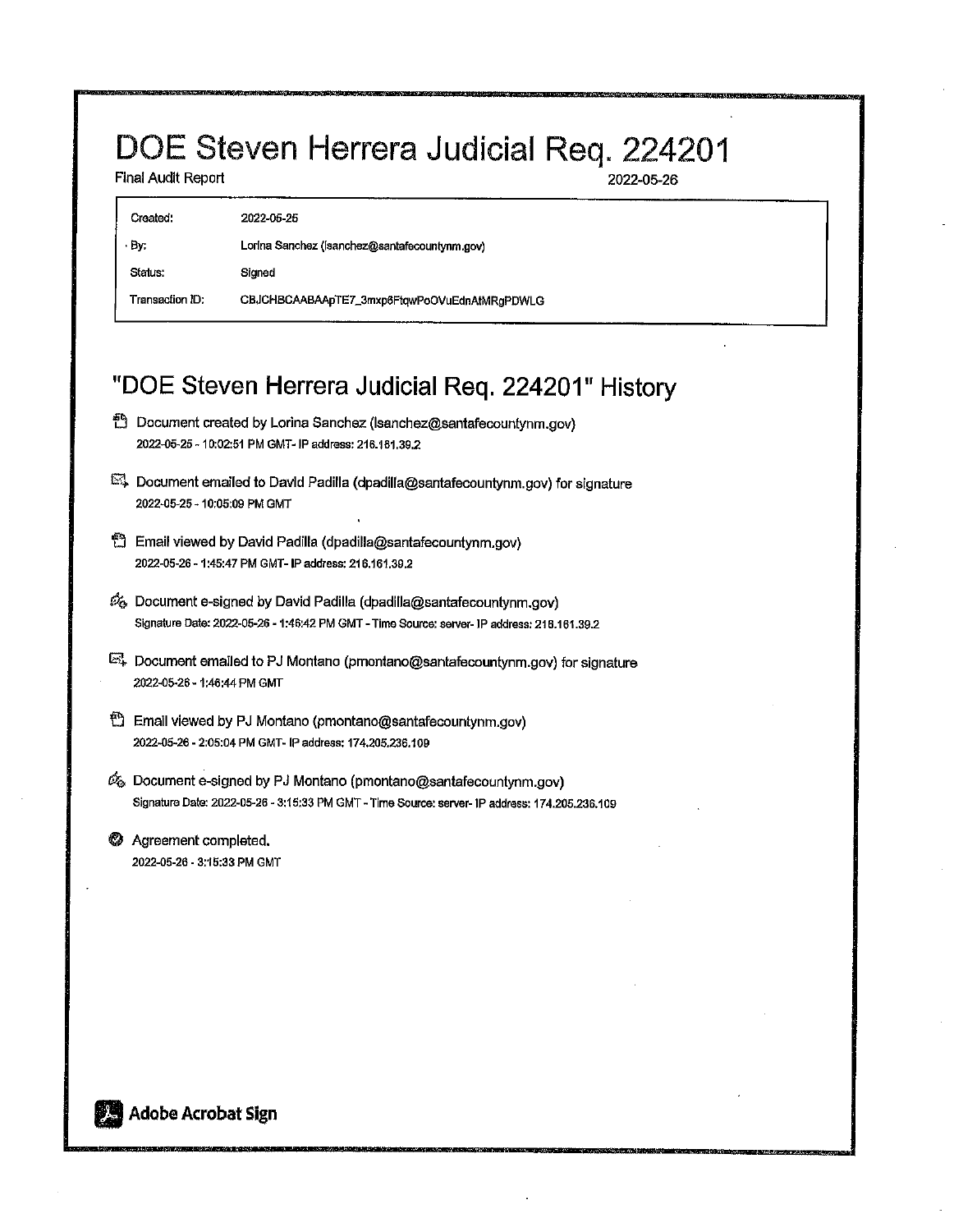# DOE Steven Herrera Judicial Req. 224201

Final Audit Report 2022-05-26

| Created: | 2022-05-25 |
|---|---|
| By: | Lorina Sanchez (lsanchez@santafecountynm.gov) |
| Status: | Signed |
| Transaction ID: | CBJCHBCAABAApTE7_3mxp6FtqwPoOVuEdnAtMRgPDWLG |

## "DOE Steven Herrera Judicial Req. 224201" History

- Document created by Lorina Sanchez (lsanchez@santafecountynm.gov)
  2022-05-25 - 10:02:51 PM GMT- IP address: 216.161.39.2

- Document emailed to David Padilla (dpadilla@santafecountynm.gov) for signature
  2022-05-25 - 10:05:09 PM GMT

- Email viewed by David Padilla (dpadilla@santafecountynm.gov)
  2022-05-26 - 1:45:47 PM GMT- IP address: 216.161.39.2

- Document e-signed by David Padilla (dpadilla@santafecountynm.gov)
  Signature Date: 2022-05-26 - 1:46:42 PM GMT - Time Source: server- IP address: 216.161.39.2

- Document emailed to PJ Montano (pmontano@santafecountynm.gov) for signature
  2022-05-26 - 1:46:44 PM GMT

- Email viewed by PJ Montano (pmontano@santafecountynm.gov)
  2022-05-26 - 2:05:04 PM GMT- IP address: 174.205.236.109

- Document e-signed by PJ Montano (pmontano@santafecountynm.gov)
  Signature Date: 2022-05-26 - 3:15:33 PM GMT - Time Source: server- IP address: 174.205.236.109

- Agreement completed.
  2022-05-26 - 3:15:33 PM GMT

Adobe Acrobat Sign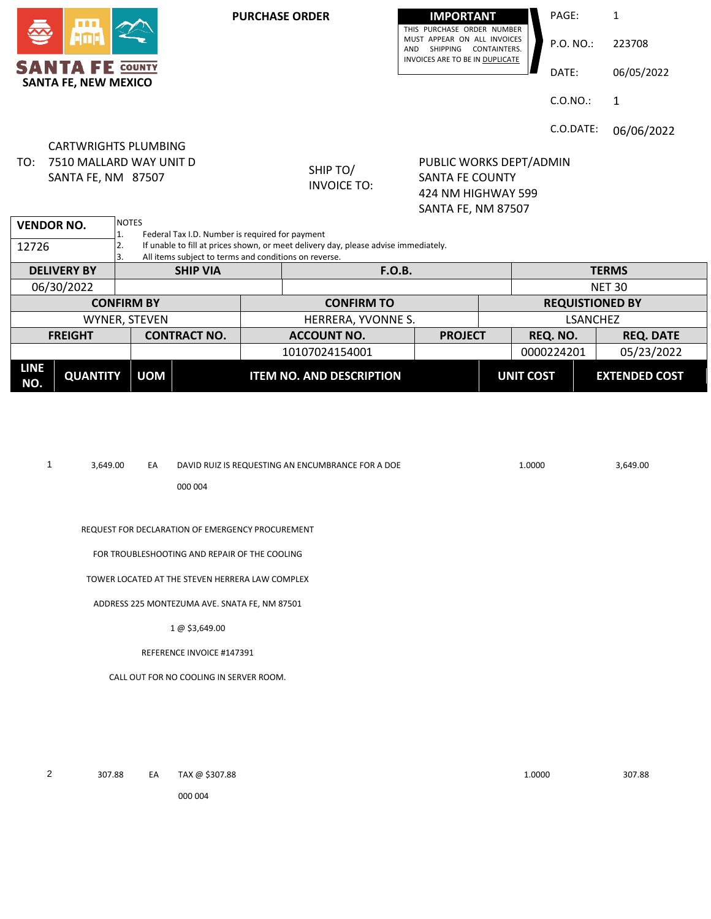**SANTA FE COUNTY**
**SANTA FE, NEW MEXICO**

## PURCHASE ORDER

**IMPORTANT**
THIS PURCHASE ORDER NUMBER MUST APPEAR ON ALL INVOICES AND SHIPPING CONTAINTERS. INVOICES ARE TO BE IN DUPLICATE

| | |
|---|---|
| PAGE: | 1 |
| P.O. NO.: | 223708 |
| DATE: | 06/05/2022 |
| C.O.NO.: | 1 |
| C.O.DATE: | 06/06/2022 |

TO: CARTWRIGHTS PLUMBING
7510 MALLARD WAY UNIT D
SANTA FE, NM 87507

SHIP TO/
INVOICE TO:
PUBLIC WORKS DEPT/ADMIN
SANTA FE COUNTY
424 NM HIGHWAY 599
SANTA FE, NM 87507

| VENDOR NO. | NOTES |
|---|---|
| 12726 | 1. Federal Tax I.D. Number is required for payment<br>2. If unable to fill at prices shown, or meet delivery day, please advise immediately.<br>3. All items subject to terms and conditions on reverse. |

| DELIVERY BY | SHIP VIA | F.O.B. | TERMS |
|---|---|---|---|
| 06/30/2022 | | | NET 30 |

| CONFIRM BY | CONFIRM TO | REQUISTIONED BY |
|---|---|---|
| WYNER, STEVEN | HERRERA, YVONNE S. | LSANCHEZ |

| FREIGHT | CONTRACT NO. | ACCOUNT NO. | PROJECT | REQ. NO. | REQ. DATE |
|---|---|---|---|---|---|
| | | 10107024154001 | | 0000224201 | 05/23/2022 |

| LINE NO. | QUANTITY | UOM | ITEM NO. AND DESCRIPTION | UNIT COST | EXTENDED COST |
|---|---|---|---|---|---|
| 1 | 3,649.00 | EA | DAVID RUIZ IS REQUESTING AN ENCUMBRANCE FOR A DOE<br>000 004<br>REQUEST FOR DECLARATION OF EMERGENCY PROCUREMENT<br>FOR TROUBLESHOOTING AND REPAIR OF THE COOLING<br>TOWER LOCATED AT THE STEVEN HERRERA LAW COMPLEX<br>ADDRESS 225 MONTEZUMA AVE. SNATA FE, NM 87501<br>1 @ $3,649.00<br>REFERENCE INVOICE #147391<br>CALL OUT FOR NO COOLING IN SERVER ROOM. | 1.0000 | 3,649.00 |
| 2 | 307.88 | EA | TAX @ $307.88<br>000 004 | 1.0000 | 307.88 |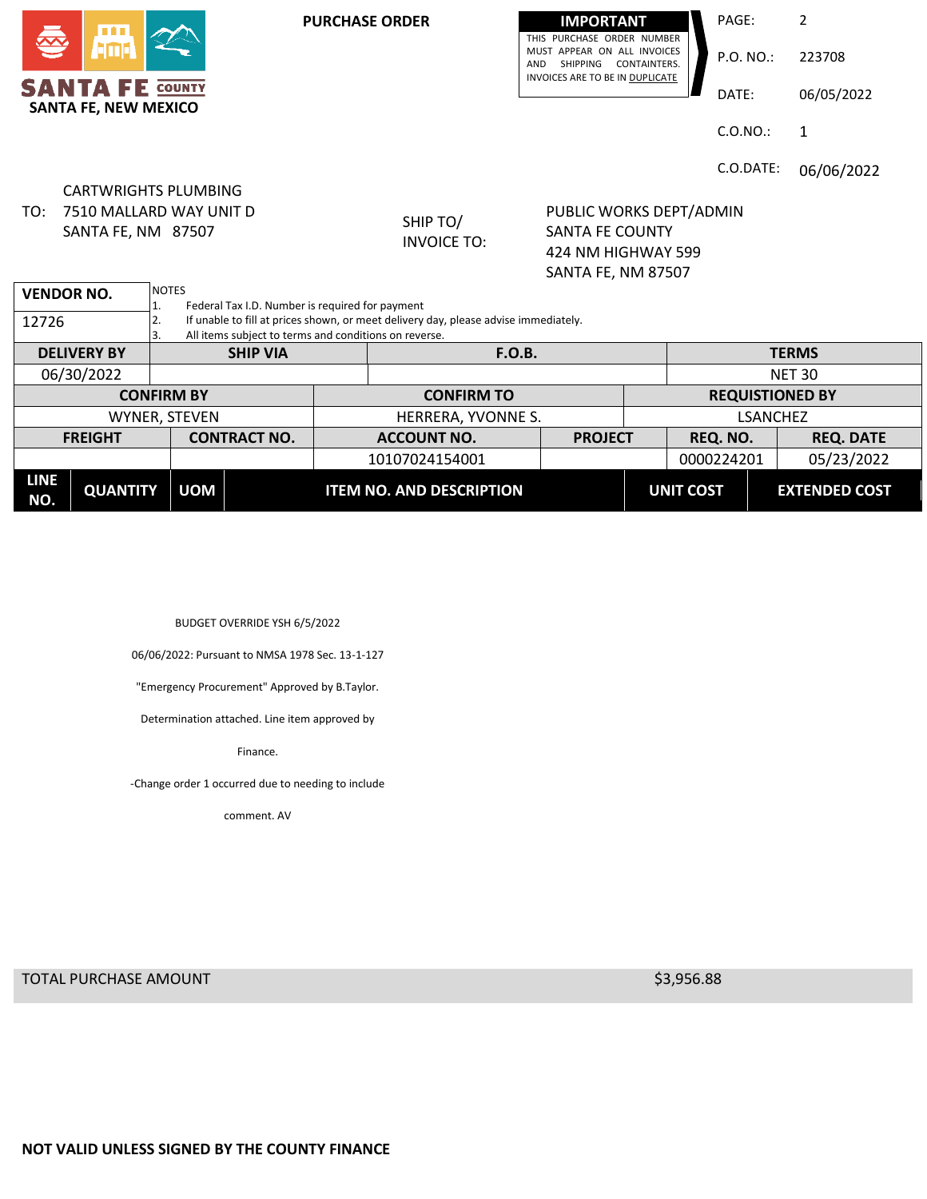**SANTA FE COUNTY**
**SANTA FE, NEW MEXICO**

**PURCHASE ORDER**

**IMPORTANT**
THIS PURCHASE ORDER NUMBER MUST APPEAR ON ALL INVOICES AND SHIPPING CONTAINTERS. INVOICES ARE TO BE IN DUPLICATE

PAGE: 2
P.O. NO.: 223708
DATE: 06/05/2022
C.O.NO.: 1
C.O.DATE: 06/06/2022

TO: CARTWRIGHTS PLUMBING
7510 MALLARD WAY UNIT D
SANTA FE, NM 87507

SHIP TO/
INVOICE TO:
PUBLIC WORKS DEPT/ADMIN
SANTA FE COUNTY
424 NM HIGHWAY 599
SANTA FE, NM 87507

| VENDOR NO. | NOTES |
| --- | --- |
| 12726 | 1. Federal Tax I.D. Number is required for payment<br>2. If unable to fill at prices shown, or meet delivery day, please advise immediately.<br>3. All items subject to terms and conditions on reverse. |

| DELIVERY BY | SHIP VIA | F.O.B. | TERMS |
| --- | --- | --- | --- |
| 06/30/2022 | | | NET 30 |

| CONFIRM BY | CONFIRM TO | REQUISTIONED BY |
| --- | --- | --- |
| WYNER, STEVEN | HERRERA, YVONNE S. | LSANCHEZ |

| FREIGHT | CONTRACT NO. | ACCOUNT NO. | PROJECT | REQ. NO. | REQ. DATE |
| --- | --- | --- | --- | --- | --- |
| | | 10107024154001 | | 0000224201 | 05/23/2022 |

| LINE NO. | QUANTITY | UOM | ITEM NO. AND DESCRIPTION | UNIT COST | EXTENDED COST |
| --- | --- | --- | --- | --- | --- |

BUDGET OVERRIDE YSH 6/5/2022

06/06/2022: Pursuant to NMSA 1978 Sec. 13-1-127

"Emergency Procurement" Approved by B.Taylor.

Determination attached. Line item approved by

Finance.

-Change order 1 occurred due to needing to include

comment. AV

TOTAL PURCHASE AMOUNT $3,956.88

**NOT VALID UNLESS SIGNED BY THE COUNTY FINANCE**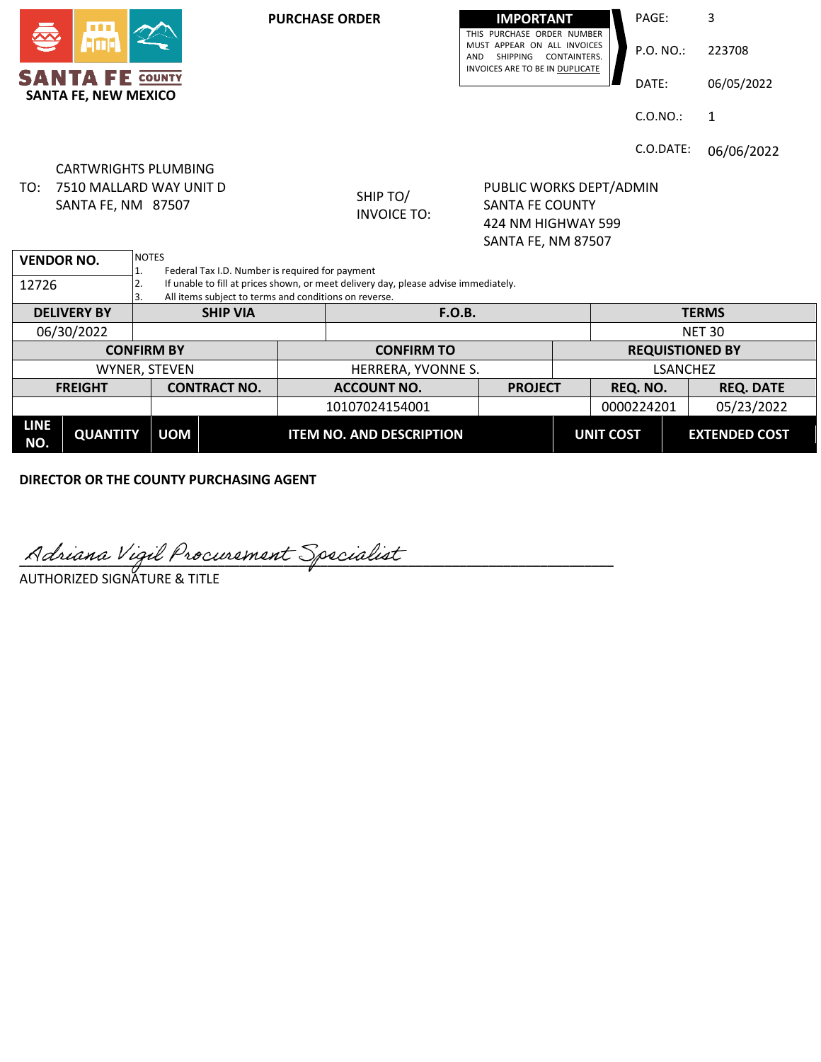**SANTA FE COUNTY**
**SANTA FE, NEW MEXICO**

**PURCHASE ORDER**

| **IMPORTANT** |
|---|
| THIS PURCHASE ORDER NUMBER MUST APPEAR ON ALL INVOICES AND SHIPPING CONTAINTERS. INVOICES ARE TO BE IN DUPLICATE |

| | |
|---|---|
| PAGE: | 3 |
| P.O. NO.: | 223708 |
| DATE: | 06/05/2022 |
| C.O.NO.: | 1 |
| C.O.DATE: | 06/06/2022 |

TO: CARTWRIGHTS PLUMBING
7510 MALLARD WAY UNIT D
SANTA FE, NM 87507

SHIP TO/ INVOICE TO:
PUBLIC WORKS DEPT/ADMIN
SANTA FE COUNTY
424 NM HIGHWAY 599
SANTA FE, NM 87507

| **VENDOR NO.** | NOTES |
|---|---|
| 12726 | 1. Federal Tax I.D. Number is required for payment<br>2. If unable to fill at prices shown, or meet delivery day, please advise immediately.<br>3. All items subject to terms and conditions on reverse. |

| **DELIVERY BY** | **SHIP VIA** | **F.O.B.** | **TERMS** |
|---|---|---|---|
| 06/30/2022 | | | NET 30 |

| **CONFIRM BY** | **CONFIRM TO** | **REQUISTIONED BY** |
|---|---|---|
| WYNER, STEVEN | HERRERA, YVONNE S. | LSANCHEZ |

| **FREIGHT** | **CONTRACT NO.** | **ACCOUNT NO.** | **PROJECT** | **REQ. NO.** | **REQ. DATE** |
|---|---|---|---|---|---|
| | | 10107024154001 | | 0000224201 | 05/23/2022 |

| **LINE NO.** | **QUANTITY** | **UOM** | **ITEM NO. AND DESCRIPTION** | **UNIT COST** | **EXTENDED COST** |
|---|---|---|---|---|---|

**DIRECTOR OR THE COUNTY PURCHASING AGENT**

*Adriana Vigil Procurement Specialist*
AUTHORIZED SIGNATURE & TITLE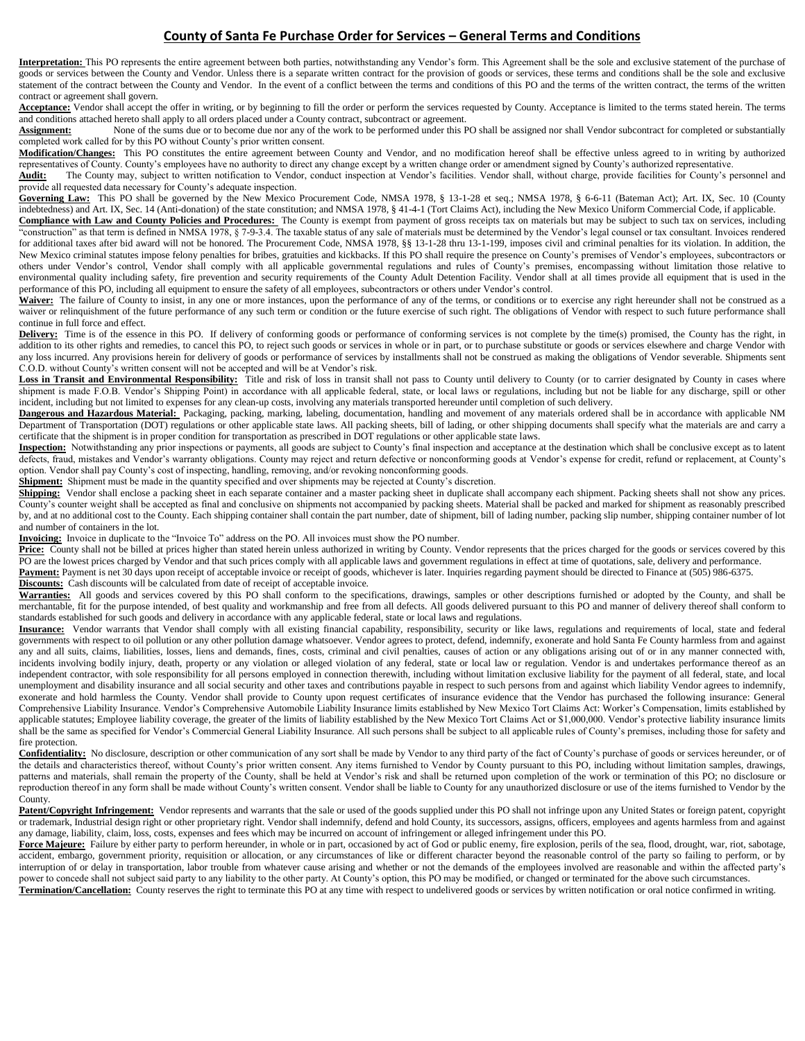## County of Santa Fe Purchase Order for Services – General Terms and Conditions

**Interpretation:** This PO represents the entire agreement between both parties, notwithstanding any Vendor's form. This Agreement shall be the sole and exclusive statement of the purchase of goods or services between the County and Vendor. Unless there is a separate written contract for the provision of goods or services, these terms and conditions shall be the sole and exclusive statement of the contract between the County and Vendor. In the event of a conflict between the terms and conditions of this PO and the terms of the written contract, the terms of the written contract or agreement shall govern.

**Acceptance:** Vendor shall accept the offer in writing, or by beginning to fill the order or perform the services requested by County. Acceptance is limited to the terms stated herein. The terms and conditions attached hereto shall apply to all orders placed under a County contract, subcontract or agreement.

**Assignment:** None of the sums due or to become due nor any of the work to be performed under this PO shall be assigned nor shall Vendor subcontract for completed or substantially completed work called for by this PO without County's prior written consent.

**Modification/Changes:** This PO constitutes the entire agreement between County and Vendor, and no modification hereof shall be effective unless agreed to in writing by authorized representatives of County. County's employees have no authority to direct any change except by a written change order or amendment signed by County's authorized representative.

**Audit:** The County may, subject to written notification to Vendor, conduct inspection at Vendor's facilities. Vendor shall, without charge, provide facilities for County's personnel and provide all requested data necessary for County's adequate inspection.

**Governing Law:** This PO shall be governed by the New Mexico Procurement Code, NMSA 1978, § 13-1-28 et seq.; NMSA 1978, § 6-6-11 (Bateman Act); Art. IX, Sec. 10 (County indebtedness) and Art. IX, Sec. 14 (Anti-donation) of the state constitution; and NMSA 1978, § 41-4-1 (Tort Claims Act), including the New Mexico Uniform Commercial Code, if applicable.

**Compliance with Law and County Policies and Procedures:** The County is exempt from payment of gross receipts tax on materials but may be subject to such tax on services, including "construction" as that term is defined in NMSA 1978, § 7-9-3.4. The taxable status of any sale of materials must be determined by the Vendor's legal counsel or tax consultant. Invoices rendered for additional taxes after bid award will not be honored. The Procurement Code, NMSA 1978, §§ 13-1-28 thru 13-1-199, imposes civil and criminal penalties for its violation. In addition, the New Mexico criminal statutes impose felony penalties for bribes, gratuities and kickbacks. If this PO shall require the presence on County's premises of Vendor's employees, subcontractors or others under Vendor's control, Vendor shall comply with all applicable governmental regulations and rules of County's premises, encompassing without limitation those relative to environmental quality including safety, fire prevention and security requirements of the County Adult Detention Facility. Vendor shall at all times provide all equipment that is used in the performance of this PO, including all equipment to ensure the safety of all employees, subcontractors or others under Vendor's control.

**Waiver:** The failure of County to insist, in any one or more instances, upon the performance of any of the terms, or conditions or to exercise any right hereunder shall not be construed as a waiver or relinquishment of the future performance of any such term or condition or the future exercise of such right. The obligations of Vendor with respect to such future performance shall continue in full force and effect.

**Delivery:** Time is of the essence in this PO. If delivery of conforming goods or performance of conforming services is not complete by the time(s) promised, the County has the right, in addition to its other rights and remedies, to cancel this PO, to reject such goods or services in whole or in part, or to purchase substitute or goods or services elsewhere and charge Vendor with any loss incurred. Any provisions herein for delivery of goods or performance of services by installments shall not be construed as making the obligations of Vendor severable. Shipments sent C.O.D. without County's written consent will not be accepted and will be at Vendor's risk.

**Loss in Transit and Environmental Responsibility:** Title and risk of loss in transit shall not pass to County until delivery to County (or to carrier designated by County in cases where shipment is made F.O.B. Vendor's Shipping Point) in accordance with all applicable federal, state, or local laws or regulations, including but not be liable for any discharge, spill or other incident, including but not limited to expenses for any clean-up costs, involving any materials transported hereunder until completion of such delivery.

**Dangerous and Hazardous Material:** Packaging, packing, marking, labeling, documentation, handling and movement of any materials ordered shall be in accordance with applicable NM Department of Transportation (DOT) regulations or other applicable state laws. All packing sheets, bill of lading, or other shipping documents shall specify what the materials are and carry a certificate that the shipment is in proper condition for transportation as prescribed in DOT regulations or other applicable state laws.

**Inspection:** Notwithstanding any prior inspections or payments, all goods are subject to County's final inspection and acceptance at the destination which shall be conclusive except as to latent defects, fraud, mistakes and Vendor's warranty obligations. County may reject and return defective or nonconforming goods at Vendor's expense for credit, refund or replacement, at County's option. Vendor shall pay County's cost of inspecting, handling, removing, and/or revoking nonconforming goods.

**Shipment:** Shipment must be made in the quantity specified and over shipments may be rejected at County's discretion.

**Shipping:** Vendor shall enclose a packing sheet in each separate container and a master packing sheet in duplicate shall accompany each shipment. Packing sheets shall not show any prices. County's counter weight shall be accepted as final and conclusive on shipments not accompanied by packing sheets. Material shall be packed and marked for shipment as reasonably prescribed by, and at no additional cost to the County. Each shipping container shall contain the part number, date of shipment, bill of lading number, packing slip number, shipping container number of lot and number of containers in the lot.

**Invoicing:** Invoice in duplicate to the "Invoice To" address on the PO. All invoices must show the PO number.

**Price:** County shall not be billed at prices higher than stated herein unless authorized in writing by County. Vendor represents that the prices charged for the goods or services covered by this PO are the lowest prices charged by Vendor and that such prices comply with all applicable laws and government regulations in effect at time of quotations, sale, delivery and performance.

**Payment:** Payment is net 30 days upon receipt of acceptable invoice or receipt of goods, whichever is later. Inquiries regarding payment should be directed to Finance at (505) 986-6375.

**Discounts:** Cash discounts will be calculated from date of receipt of acceptable invoice.

**Warranties:** All goods and services covered by this PO shall conform to the specifications, drawings, samples or other descriptions furnished or adopted by the County, and shall be merchantable, fit for the purpose intended, of best quality and workmanship and free from all defects. All goods delivered pursuant to this PO and manner of delivery thereof shall conform to standards established for such goods and delivery in accordance with any applicable federal, state or local laws and regulations.

**Insurance:** Vendor warrants that Vendor shall comply with all existing financial capability, responsibility, security or like laws, regulations and requirements of local, state and federal governments with respect to oil pollution or any other pollution damage whatsoever. Vendor agrees to protect, defend, indemnify, exonerate and hold Santa Fe County harmless from and against any and all suits, claims, liabilities, losses, liens and demands, fines, costs, criminal and civil penalties, causes of action or any obligations arising out of or in any manner connected with, incidents involving bodily injury, death, property or any violation or alleged violation of any federal, state or local law or regulation. Vendor is and undertakes performance thereof as an independent contractor, with sole responsibility for all persons employed in connection therewith, including without limitation exclusive liability for the payment of all federal, state, and local unemployment and disability insurance and all social security and other taxes and contributions payable in respect to such persons from and against which liability Vendor agrees to indemnify, exonerate and hold harmless the County. Vendor shall provide to County upon request certificates of insurance evidence that the Vendor has purchased the following insurance: General Comprehensive Liability Insurance. Vendor's Comprehensive Automobile Liability Insurance limits established by New Mexico Tort Claims Act: Worker's Compensation, limits established by applicable statutes; Employee liability coverage, the greater of the limits of liability established by the New Mexico Tort Claims Act or $1,000,000. Vendor's protective liability insurance limits shall be the same as specified for Vendor's Commercial General Liability Insurance. All such persons shall be subject to all applicable rules of County's premises, including those for safety and fire protection.

**Confidentiality:** No disclosure, description or other communication of any sort shall be made by Vendor to any third party of the fact of County's purchase of goods or services hereunder, or of the details and characteristics thereof, without County's prior written consent. Any items furnished to Vendor by County pursuant to this PO, including without limitation samples, drawings, patterns and materials, shall remain the property of the County, shall be held at Vendor's risk and shall be returned upon completion of the work or termination of this PO; no disclosure or reproduction thereof in any form shall be made without County's written consent. Vendor shall be liable to County for any unauthorized disclosure or use of the items furnished to Vendor by the County.

**Patent/Copyright Infringement:** Vendor represents and warrants that the sale or used of the goods supplied under this PO shall not infringe upon any United States or foreign patent, copyright or trademark, Industrial design right or other proprietary right. Vendor shall indemnify, defend and hold County, its successors, assigns, officers, employees and agents harmless from and against any damage, liability, claim, loss, costs, expenses and fees which may be incurred on account of infringement or alleged infringement under this PO.

**Force Majeure:** Failure by either party to perform hereunder, in whole or in part, occasioned by act of God or public enemy, fire explosion, perils of the sea, flood, drought, war, riot, sabotage, accident, embargo, government priority, requisition or allocation, or any circumstances of like or different character beyond the reasonable control of the party so failing to perform, or by interruption of or delay in transportation, labor trouble from whatever cause arising and whether or not the demands of the employees involved are reasonable and within the affected party's power to concede shall not subject said party to any liability to the other party. At County's option, this PO may be modified, or changed or terminated for the above such circumstances.

**Termination/Cancellation:** County reserves the right to terminate this PO at any time with respect to undelivered goods or services by written notification or oral notice confirmed in writing.